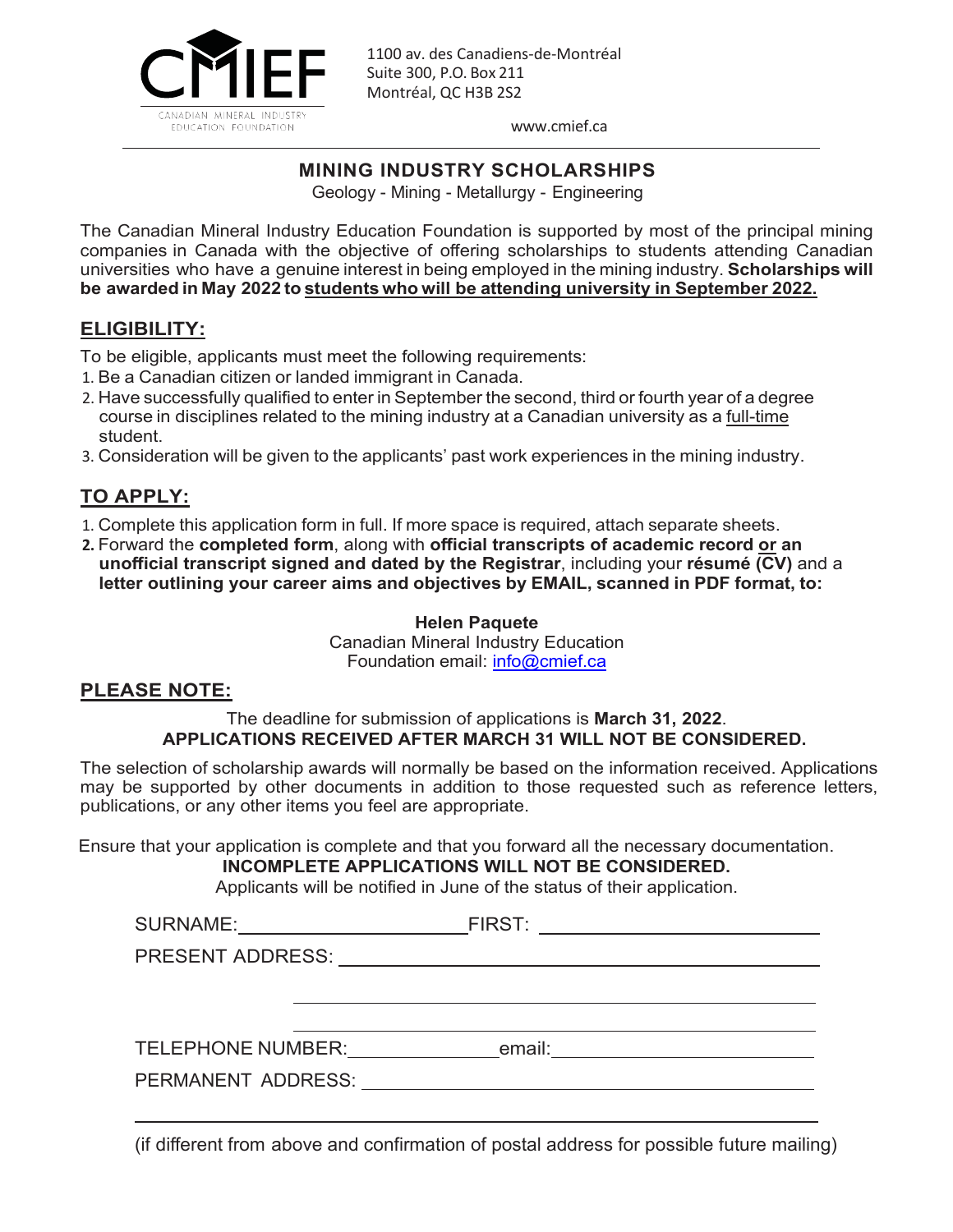CMIEF
CANADIAN MINERAL INDUSTRY EDUCATION FOUNDATION

1100 av. des Canadiens-de-Montréal
Suite 300, P.O. Box 211
Montréal, QC H3B 2S2

www.cmief.ca

# MINING INDUSTRY SCHOLARSHIPS

Geology - Mining - Metallurgy - Engineering

The Canadian Mineral Industry Education Foundation is supported by most of the principal mining companies in Canada with the objective of offering scholarships to students attending Canadian universities who have a genuine interest in being employed in the mining industry. **Scholarships will be awarded in May 2022 to students who will be attending university in September 2022.**

## ELIGIBILITY:

To be eligible, applicants must meet the following requirements:

1. Be a Canadian citizen or landed immigrant in Canada.
2. Have successfully qualified to enter in September the second, third or fourth year of a degree course in disciplines related to the mining industry at a Canadian university as a full-time student.
3. Consideration will be given to the applicants' past work experiences in the mining industry.

## TO APPLY:

1. Complete this application form in full. If more space is required, attach separate sheets.
2. Forward the **completed form**, along with **official transcripts of academic record or an unofficial transcript signed and dated by the Registrar**, including your **résumé (CV)** and a **letter outlining your career aims and objectives by EMAIL, scanned in PDF format, to:**

**Helen Paquete**
Canadian Mineral Industry Education
Foundation email: info@cmief.ca

## PLEASE NOTE:

The deadline for submission of applications is **March 31, 2022**.
**APPLICATIONS RECEIVED AFTER MARCH 31 WILL NOT BE CONSIDERED.**

The selection of scholarship awards will normally be based on the information received. Applications may be supported by other documents in addition to those requested such as reference letters, publications, or any other items you feel are appropriate.

Ensure that your application is complete and that you forward all the necessary documentation.
**INCOMPLETE APPLICATIONS WILL NOT BE CONSIDERED.**
Applicants will be notified in June of the status of their application.

SURNAME: ______________________ FIRST: ______________________

PRESENT ADDRESS: ______________________________________________

______________________________________________

______________________________________________

TELEPHONE NUMBER: ______________ email: ______________________

PERMANENT ADDRESS: ______________________________________________

______________________________________________

(if different from above and confirmation of postal address for possible future mailing)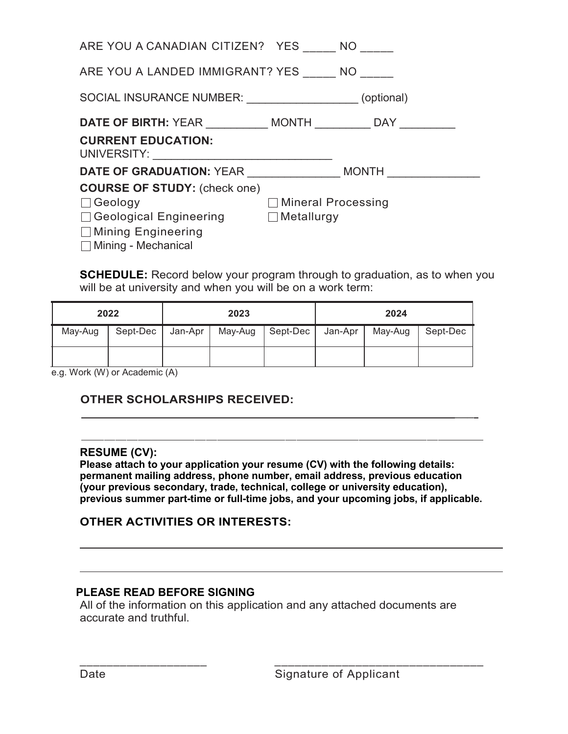ARE YOU A CANADIAN CITIZEN? YES _____ NO _____

ARE YOU A LANDED IMMIGRANT? YES _____ NO _____

SOCIAL INSURANCE NUMBER: _________________ (optional)

**DATE OF BIRTH:** YEAR __________ MONTH _________ DAY _________

**CURRENT EDUCATION:**
UNIVERSITY: ____________________________

**DATE OF GRADUATION:** YEAR ______________ MONTH ______________

**COURSE OF STUDY:** (check one)

- ☐ Geology
- ☐ Geological Engineering
- ☐ Mining Engineering
- ☐ Mining - Mechanical
- ☐ Mineral Processing
- ☐ Metallurgy

**SCHEDULE:** Record below your program through to graduation, as to when you will be at university and when you will be on a work term:

| 2022 | | 2023 | | | 2024 | | |
|---|---|---|---|---|---|---|---|
| May-Aug | Sept-Dec | Jan-Apr | May-Aug | Sept-Dec | Jan-Apr | May-Aug | Sept-Dec |
| | | | | | | | |

e.g. Work (W) or Academic (A)

## OTHER SCHOLARSHIPS RECEIVED:

_______________________________________________________________

_______________________________________________________________

**RESUME (CV):**
**Please attach to your application your resume (CV) with the following details: permanent mailing address, phone number, email address, previous education (your previous secondary, trade, technical, college or university education), previous summer part-time or full-time jobs, and your upcoming jobs, if applicable.**

## OTHER ACTIVITIES OR INTERESTS:

_______________________________________________________________

_______________________________________________________________

**PLEASE READ BEFORE SIGNING**
All of the information on this application and any attached documents are accurate and truthful.

___________________ ________________________________
Date Signature of Applicant